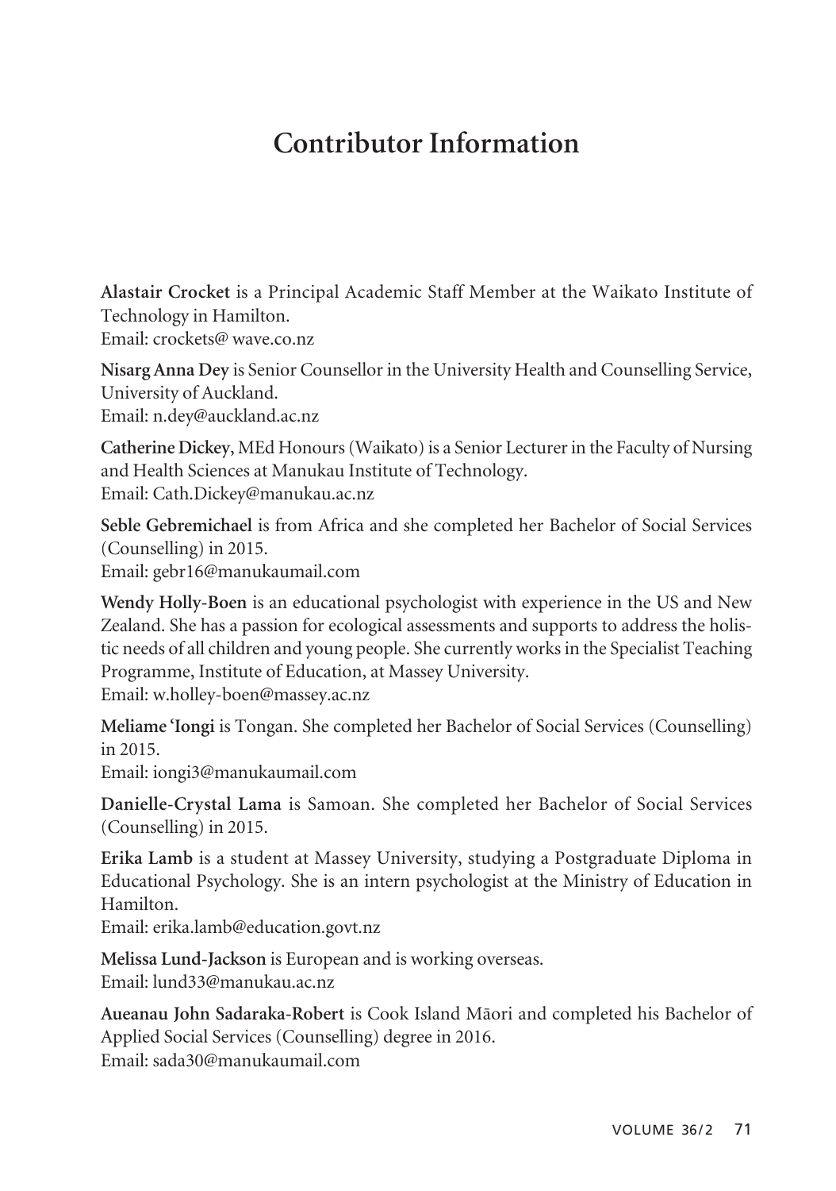# Contributor Information

**Alastair Crocket** is a Principal Academic Staff Member at the Waikato Institute of Technology in Hamilton.
Email: crockets@ wave.co.nz

**Nisarg Anna Dey** is Senior Counsellor in the University Health and Counselling Service, University of Auckland.
Email: n.dey@auckland.ac.nz

**Catherine Dickey**, MEd Honours (Waikato) is a Senior Lecturer in the Faculty of Nursing and Health Sciences at Manukau Institute of Technology.
Email: Cath.Dickey@manukau.ac.nz

**Seble Gebremichael** is from Africa and she completed her Bachelor of Social Services (Counselling) in 2015.
Email: gebr16@manukaumail.com

**Wendy Holly-Boen** is an educational psychologist with experience in the US and New Zealand. She has a passion for ecological assessments and supports to address the holistic needs of all children and young people. She currently works in the Specialist Teaching Programme, Institute of Education, at Massey University.
Email: w.holley-boen@massey.ac.nz

**Meliame 'Iongi** is Tongan. She completed her Bachelor of Social Services (Counselling) in 2015.
Email: iongi3@manukaumail.com

**Danielle-Crystal Lama** is Samoan. She completed her Bachelor of Social Services (Counselling) in 2015.

**Erika Lamb** is a student at Massey University, studying a Postgraduate Diploma in Educational Psychology. She is an intern psychologist at the Ministry of Education in Hamilton.
Email: erika.lamb@education.govt.nz

**Melissa Lund-Jackson** is European and is working overseas.
Email: lund33@manukau.ac.nz

**Aueanau John Sadaraka-Robert** is Cook Island Māori and completed his Bachelor of Applied Social Services (Counselling) degree in 2016.
Email: sada30@manukaumail.com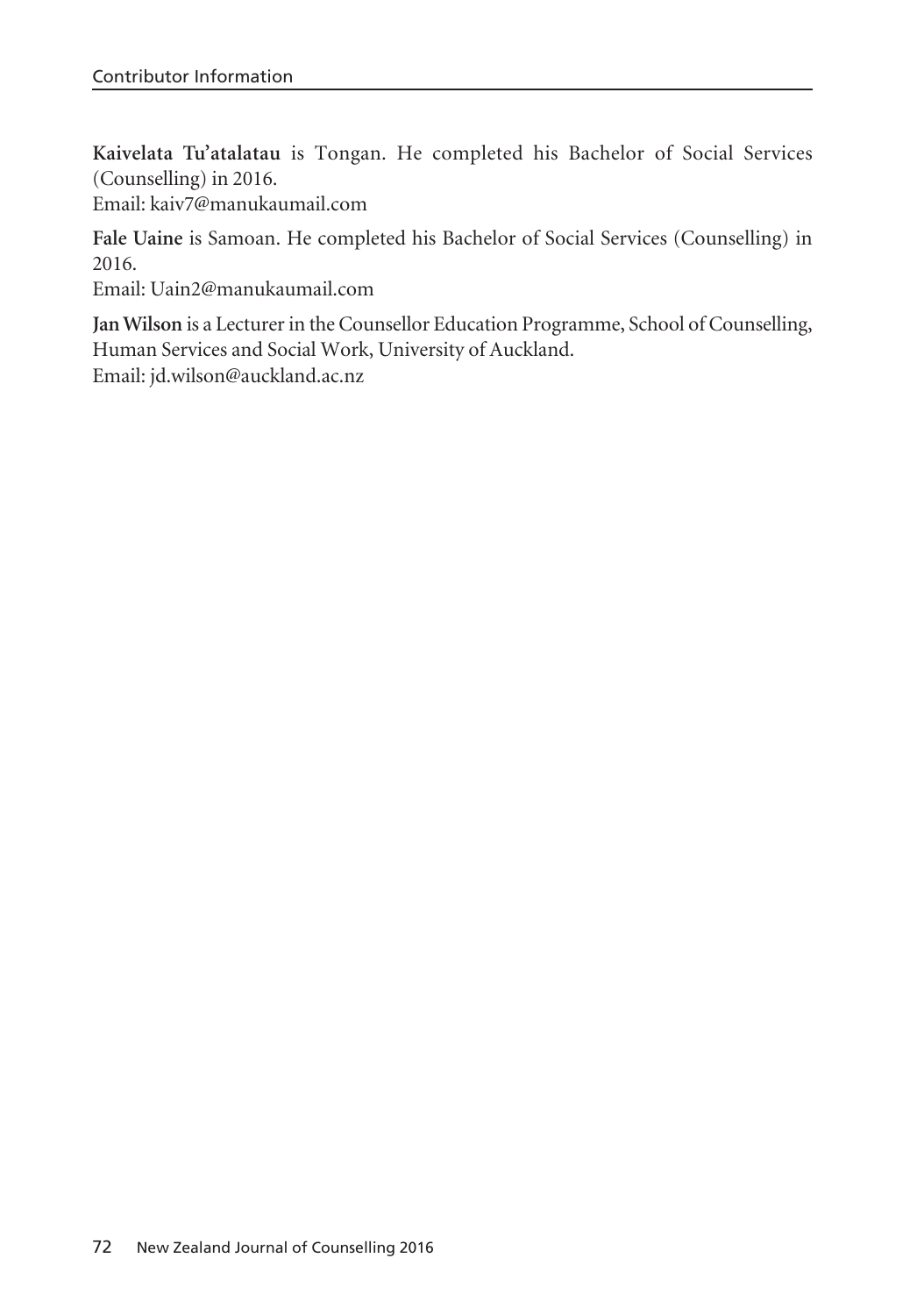## Contributor Information

**Kaivelata Tu'atalatau** is Tongan. He completed his Bachelor of Social Services (Counselling) in 2016.
Email: kaiv7@manukaumail.com

**Fale Uaine** is Samoan. He completed his Bachelor of Social Services (Counselling) in 2016.
Email: Uain2@manukaumail.com

**Jan Wilson** is a Lecturer in the Counsellor Education Programme, School of Counselling, Human Services and Social Work, University of Auckland.
Email: jd.wilson@auckland.ac.nz